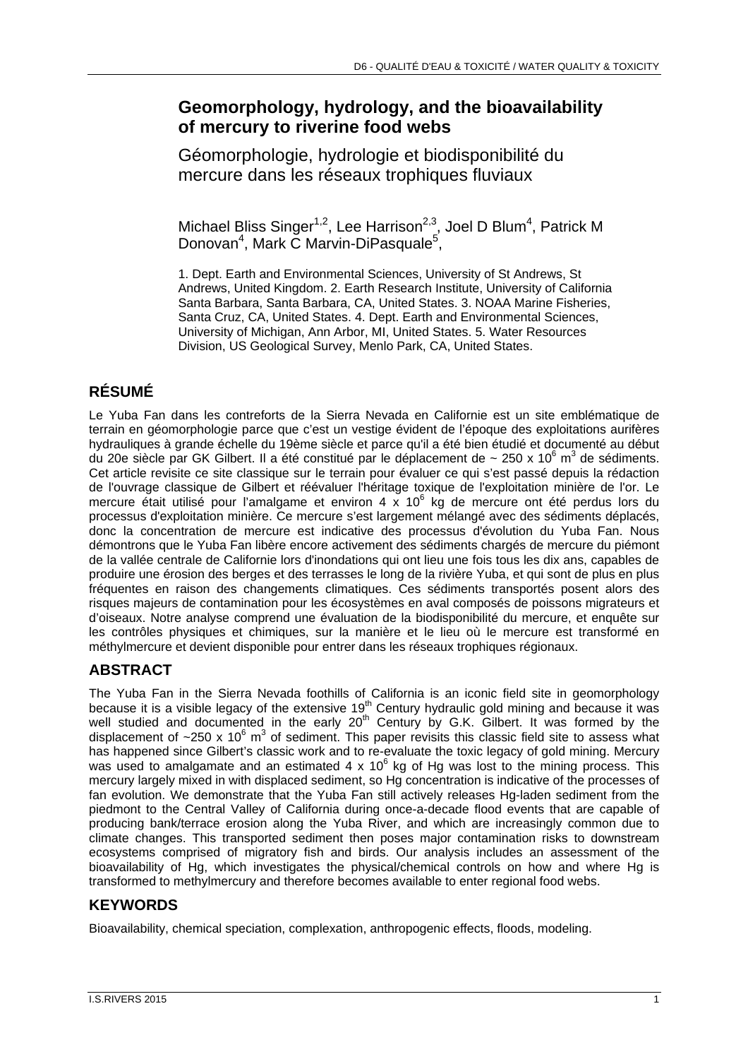# Geomorphology, hydrology, and the bioavailability of mercury to riverine food webs

## Géomorphologie, hydrologie et biodisponibilité du mercure dans les réseaux trophiques fluviaux

Michael Bliss Singer[1,2], Lee Harrison[2,3], Joel D Blum[4], Patrick M Donovan[4], Mark C Marvin-DiPasquale[5],

1. Dept. Earth and Environmental Sciences, University of St Andrews, St Andrews, United Kingdom. 2. Earth Research Institute, University of California Santa Barbara, Santa Barbara, CA, United States. 3. NOAA Marine Fisheries, Santa Cruz, CA, United States. 4. Dept. Earth and Environmental Sciences, University of Michigan, Ann Arbor, MI, United States. 5. Water Resources Division, US Geological Survey, Menlo Park, CA, United States.

## RÉSUMÉ

Le Yuba Fan dans les contreforts de la Sierra Nevada en Californie est un site emblématique de terrain en géomorphologie parce que c'est un vestige évident de l'époque des exploitations aurifères hydrauliques à grande échelle du 19ème siècle et parce qu'il a été bien étudié et documenté au début du 20e siècle par GK Gilbert. Il a été constitué par le déplacement de ~ 250 x $10^6$ $m^3$ de sédiments. Cet article revisite ce site classique sur le terrain pour évaluer ce qui s'est passé depuis la rédaction de l'ouvrage classique de Gilbert et réévaluer l'héritage toxique de l'exploitation minière de l'or. Le mercure était utilisé pour l'amalgame et environ 4 x $10^6$ kg de mercure ont été perdus lors du processus d'exploitation minière. Ce mercure s'est largement mélangé avec des sédiments déplacés, donc la concentration de mercure est indicative des processus d'évolution du Yuba Fan. Nous démontrons que le Yuba Fan libère encore activement des sédiments chargés de mercure du piémont de la vallée centrale de Californie lors d'inondations qui ont lieu une fois tous les dix ans, capables de produire une érosion des berges et des terrasses le long de la rivière Yuba, et qui sont de plus en plus fréquentes en raison des changements climatiques. Ces sédiments transportés posent alors des risques majeurs de contamination pour les écosystèmes en aval composés de poissons migrateurs et d'oiseaux. Notre analyse comprend une évaluation de la biodisponibilité du mercure, et enquête sur les contrôles physiques et chimiques, sur la manière et le lieu où le mercure est transformé en méthylmercure et devient disponible pour entrer dans les réseaux trophiques régionaux.

## ABSTRACT

The Yuba Fan in the Sierra Nevada foothills of California is an iconic field site in geomorphology because it is a visible legacy of the extensive 19th Century hydraulic gold mining and because it was well studied and documented in the early 20th Century by G.K. Gilbert. It was formed by the displacement of ~250 x $10^6$ $m^3$ of sediment. This paper revisits this classic field site to assess what has happened since Gilbert's classic work and to re-evaluate the toxic legacy of gold mining. Mercury was used to amalgamate and an estimated 4 x $10^6$ kg of Hg was lost to the mining process. This mercury largely mixed in with displaced sediment, so Hg concentration is indicative of the processes of fan evolution. We demonstrate that the Yuba Fan still actively releases Hg-laden sediment from the piedmont to the Central Valley of California during once-a-decade flood events that are capable of producing bank/terrace erosion along the Yuba River, and which are increasingly common due to climate changes. This transported sediment then poses major contamination risks to downstream ecosystems comprised of migratory fish and birds. Our analysis includes an assessment of the bioavailability of Hg, which investigates the physical/chemical controls on how and where Hg is transformed to methylmercury and therefore becomes available to enter regional food webs.

## KEYWORDS

Bioavailability, chemical speciation, complexation, anthropogenic effects, floods, modeling.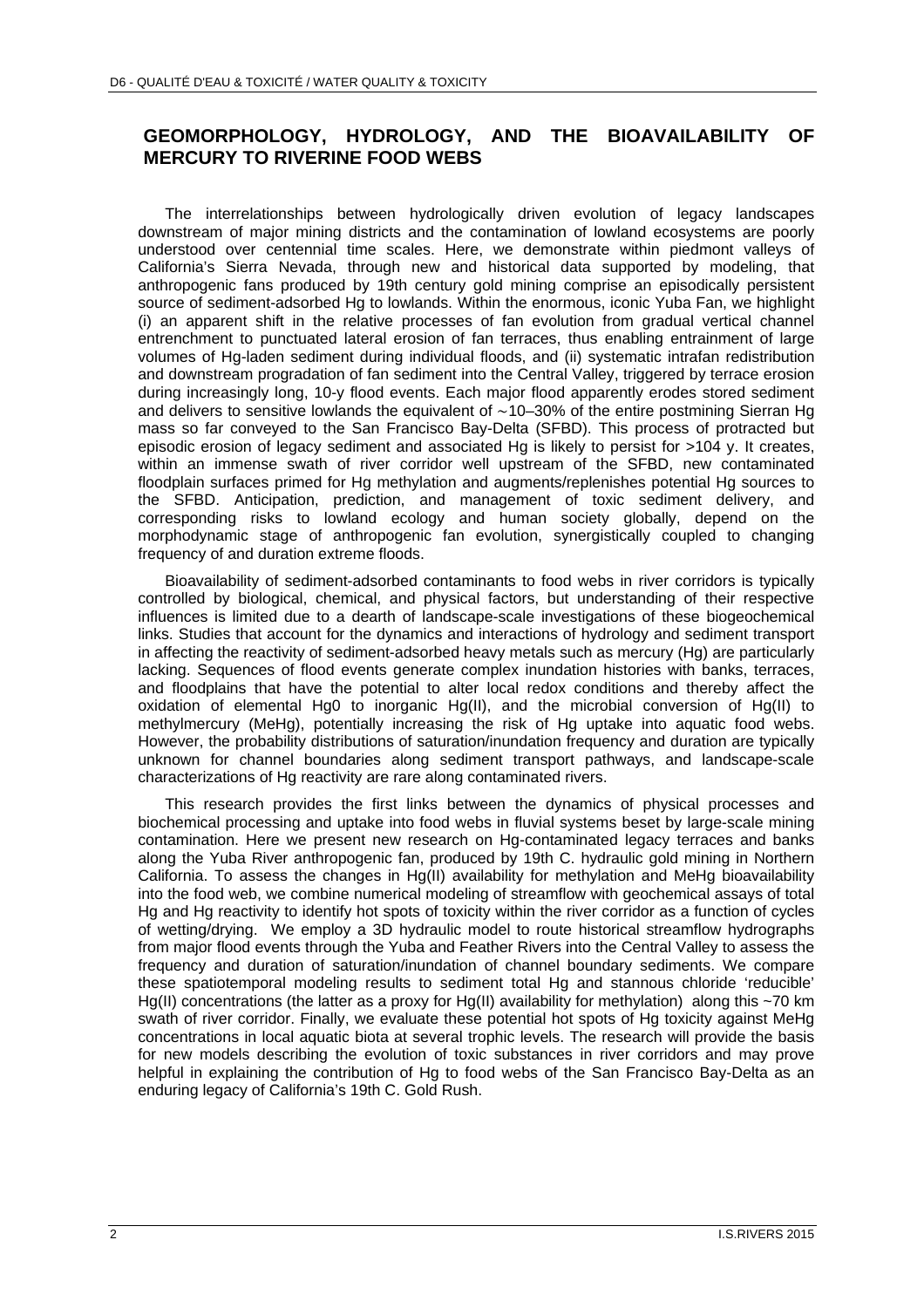# GEOMORPHOLOGY, HYDROLOGY, AND THE BIOAVAILABILITY OF MERCURY TO RIVERINE FOOD WEBS

The interrelationships between hydrologically driven evolution of legacy landscapes downstream of major mining districts and the contamination of lowland ecosystems are poorly understood over centennial time scales. Here, we demonstrate within piedmont valleys of California's Sierra Nevada, through new and historical data supported by modeling, that anthropogenic fans produced by 19th century gold mining comprise an episodically persistent source of sediment-adsorbed Hg to lowlands. Within the enormous, iconic Yuba Fan, we highlight (i) an apparent shift in the relative processes of fan evolution from gradual vertical channel entrenchment to punctuated lateral erosion of fan terraces, thus enabling entrainment of large volumes of Hg-laden sediment during individual floods, and (ii) systematic intrafan redistribution and downstream progradation of fan sediment into the Central Valley, triggered by terrace erosion during increasingly long, 10-y flood events. Each major flood apparently erodes stored sediment and delivers to sensitive lowlands the equivalent of ∼10–30% of the entire postmining Sierran Hg mass so far conveyed to the San Francisco Bay-Delta (SFBD). This process of protracted but episodic erosion of legacy sediment and associated Hg is likely to persist for >104 y. It creates, within an immense swath of river corridor well upstream of the SFBD, new contaminated floodplain surfaces primed for Hg methylation and augments/replenishes potential Hg sources to the SFBD. Anticipation, prediction, and management of toxic sediment delivery, and corresponding risks to lowland ecology and human society globally, depend on the morphodynamic stage of anthropogenic fan evolution, synergistically coupled to changing frequency of and duration extreme floods.

Bioavailability of sediment-adsorbed contaminants to food webs in river corridors is typically controlled by biological, chemical, and physical factors, but understanding of their respective influences is limited due to a dearth of landscape-scale investigations of these biogeochemical links. Studies that account for the dynamics and interactions of hydrology and sediment transport in affecting the reactivity of sediment-adsorbed heavy metals such as mercury (Hg) are particularly lacking. Sequences of flood events generate complex inundation histories with banks, terraces, and floodplains that have the potential to alter local redox conditions and thereby affect the oxidation of elemental Hg0 to inorganic Hg(II), and the microbial conversion of Hg(II) to methylmercury (MeHg), potentially increasing the risk of Hg uptake into aquatic food webs. However, the probability distributions of saturation/inundation frequency and duration are typically unknown for channel boundaries along sediment transport pathways, and landscape-scale characterizations of Hg reactivity are rare along contaminated rivers.

This research provides the first links between the dynamics of physical processes and biochemical processing and uptake into food webs in fluvial systems beset by large-scale mining contamination. Here we present new research on Hg-contaminated legacy terraces and banks along the Yuba River anthropogenic fan, produced by 19th C. hydraulic gold mining in Northern California. To assess the changes in Hg(II) availability for methylation and MeHg bioavailability into the food web, we combine numerical modeling of streamflow with geochemical assays of total Hg and Hg reactivity to identify hot spots of toxicity within the river corridor as a function of cycles of wetting/drying. We employ a 3D hydraulic model to route historical streamflow hydrographs from major flood events through the Yuba and Feather Rivers into the Central Valley to assess the frequency and duration of saturation/inundation of channel boundary sediments. We compare these spatiotemporal modeling results to sediment total Hg and stannous chloride 'reducible' Hg(II) concentrations (the latter as a proxy for Hg(II) availability for methylation) along this ~70 km swath of river corridor. Finally, we evaluate these potential hot spots of Hg toxicity against MeHg concentrations in local aquatic biota at several trophic levels. The research will provide the basis for new models describing the evolution of toxic substances in river corridors and may prove helpful in explaining the contribution of Hg to food webs of the San Francisco Bay-Delta as an enduring legacy of California's 19th C. Gold Rush.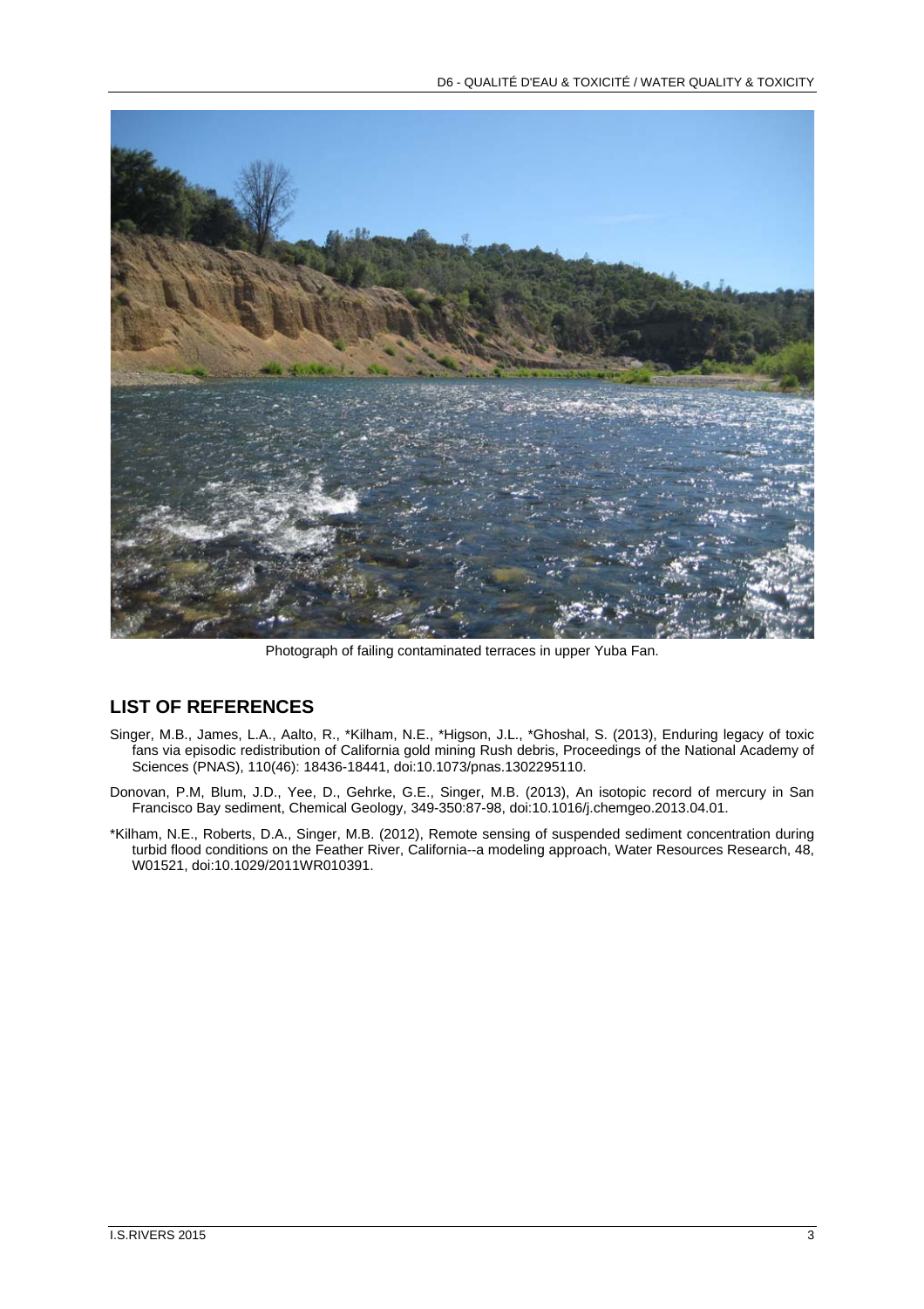Photograph of failing contaminated terraces in upper Yuba Fan.

## LIST OF REFERENCES

Singer, M.B., James, L.A., Aalto, R., *Kilham, N.E., *Higson, J.L., *Ghoshal, S. (2013), Enduring legacy of toxic fans via episodic redistribution of California gold mining Rush debris, Proceedings of the National Academy of Sciences (PNAS), 110(46): 18436-18441, doi:10.1073/pnas.1302295110.

Donovan, P.M, Blum, J.D., Yee, D., Gehrke, G.E., Singer, M.B. (2013), An isotopic record of mercury in San Francisco Bay sediment, Chemical Geology, 349-350:87-98, doi:10.1016/j.chemgeo.2013.04.01.

*Kilham, N.E., Roberts, D.A., Singer, M.B. (2012), Remote sensing of suspended sediment concentration during turbid flood conditions on the Feather River, California--a modeling approach, Water Resources Research, 48, W01521, doi:10.1029/2011WR010391.